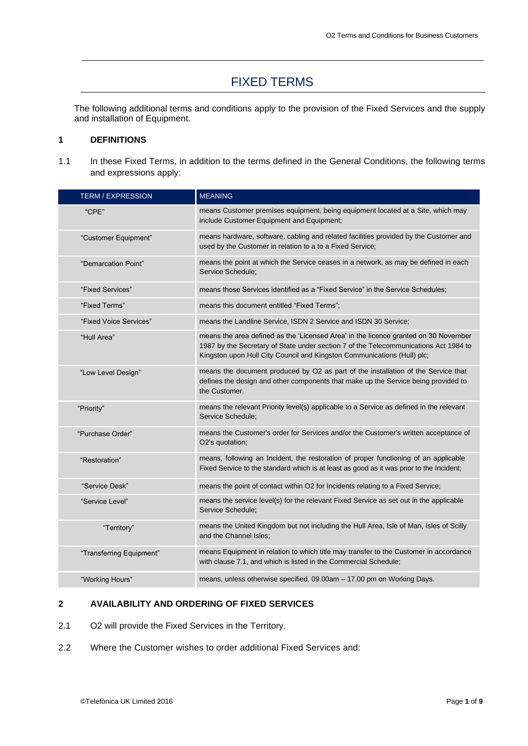# FIXED TERMS

The following additional terms and conditions apply to the provision of the Fixed Services and the supply and installation of Equipment.

## 1 DEFINITIONS

1.1 In these Fixed Terms, in addition to the terms defined in the General Conditions, the following terms and expressions apply:

| TERM / EXPRESSION | MEANING |
| --- | --- |
| "CPE" | means Customer premises equipment, being equipment located at a Site, which may include Customer Equipment and Equipment; |
| "Customer Equipment" | means hardware, software, cabling and related facilities provided by the Customer and used by the Customer in relation to a to a Fixed Service; |
| "Demarcation Point" | means the point at which the Service ceases in a network, as may be defined in each Service Schedule; |
| "Fixed Services" | means those Services identified as a "Fixed Service" in the Service Schedules; |
| "Fixed Terms" | means this document entitled "Fixed Terms"; |
| "Fixed Voice Services" | means the Landline Service, ISDN 2 Service and ISDN 30 Service; |
| "Hull Area" | means the area defined as the 'Licensed Area' in the licence granted on 30 November 1987 by the Secretary of State under section 7 of the Telecommunications Act 1984 to Kingston upon Hull City Council and Kingston Communications (Hull) plc; |
| "Low Level Design" | means the document produced by O2 as part of the installation of the Service that defines the design and other components that make up the Service being provided to the Customer. |
| "Priority" | means the relevant Priority level(s) applicable to a Service as defined in the relevant Service Schedule; |
| "Purchase Order" | means the Customer's order for Services and/or the Customer's written acceptance of O2's quotation; |
| "Restoration" | means, following an Incident, the restoration of proper functioning of an applicable Fixed Service to the standard which is at least as good as it was prior to the Incident; |
| "Service Desk" | means the point of contact within O2 for Incidents relating to a Fixed Service; |
| "Service Level" | means the service level(s) for the relevant Fixed Service as set out in the applicable Service Schedule; |
| "Territory" | means the United Kingdom but not including the Hull Area, Isle of Man, Isles of Scilly and the Channel Isles; |
| "Transferring Equipment" | means Equipment in relation to which title may transfer to the Customer in accordance with clause 7.1, and which is listed in the Commercial Schedule; |
| "Working Hours" | means, unless otherwise specified, 09.00am – 17.00 pm on Working Days. |

## 2 AVAILABILITY AND ORDERING OF FIXED SERVICES

2.1 O2 will provide the Fixed Services in the Territory.

2.2 Where the Customer wishes to order additional Fixed Services and: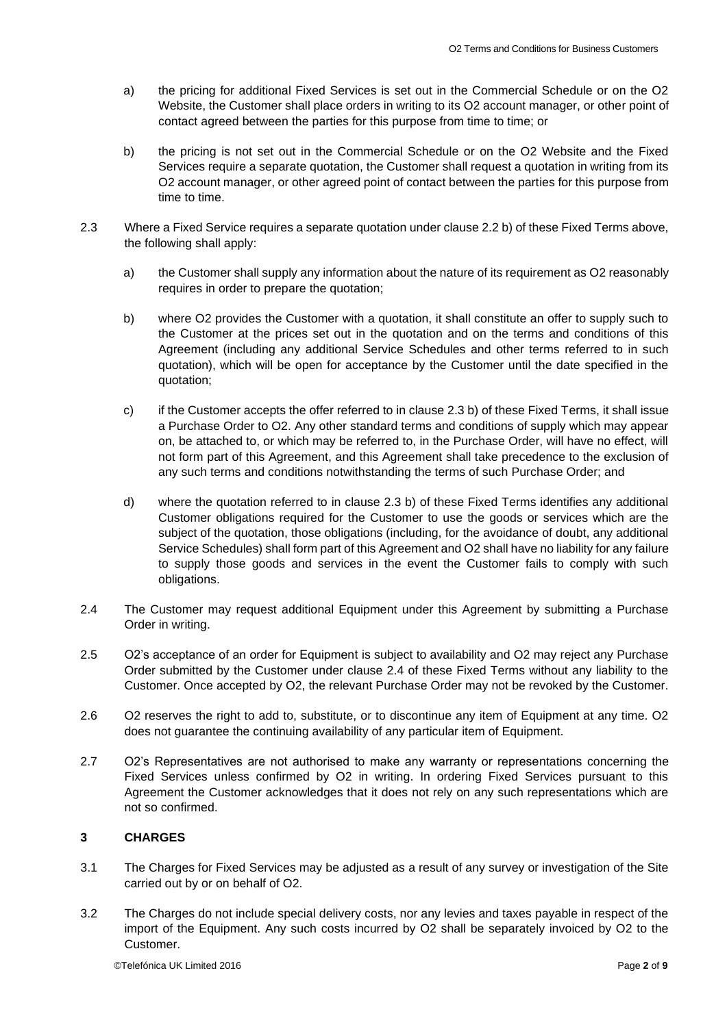a) the pricing for additional Fixed Services is set out in the Commercial Schedule or on the O2 Website, the Customer shall place orders in writing to its O2 account manager, or other point of contact agreed between the parties for this purpose from time to time; or

b) the pricing is not set out in the Commercial Schedule or on the O2 Website and the Fixed Services require a separate quotation, the Customer shall request a quotation in writing from its O2 account manager, or other agreed point of contact between the parties for this purpose from time to time.

2.3 Where a Fixed Service requires a separate quotation under clause 2.2 b) of these Fixed Terms above, the following shall apply:

a) the Customer shall supply any information about the nature of its requirement as O2 reasonably requires in order to prepare the quotation;

b) where O2 provides the Customer with a quotation, it shall constitute an offer to supply such to the Customer at the prices set out in the quotation and on the terms and conditions of this Agreement (including any additional Service Schedules and other terms referred to in such quotation), which will be open for acceptance by the Customer until the date specified in the quotation;

c) if the Customer accepts the offer referred to in clause 2.3 b) of these Fixed Terms, it shall issue a Purchase Order to O2. Any other standard terms and conditions of supply which may appear on, be attached to, or which may be referred to, in the Purchase Order, will have no effect, will not form part of this Agreement, and this Agreement shall take precedence to the exclusion of any such terms and conditions notwithstanding the terms of such Purchase Order; and

d) where the quotation referred to in clause 2.3 b) of these Fixed Terms identifies any additional Customer obligations required for the Customer to use the goods or services which are the subject of the quotation, those obligations (including, for the avoidance of doubt, any additional Service Schedules) shall form part of this Agreement and O2 shall have no liability for any failure to supply those goods and services in the event the Customer fails to comply with such obligations.

2.4 The Customer may request additional Equipment under this Agreement by submitting a Purchase Order in writing.

2.5 O2's acceptance of an order for Equipment is subject to availability and O2 may reject any Purchase Order submitted by the Customer under clause 2.4 of these Fixed Terms without any liability to the Customer. Once accepted by O2, the relevant Purchase Order may not be revoked by the Customer.

2.6 O2 reserves the right to add to, substitute, or to discontinue any item of Equipment at any time. O2 does not guarantee the continuing availability of any particular item of Equipment.

2.7 O2's Representatives are not authorised to make any warranty or representations concerning the Fixed Services unless confirmed by O2 in writing. In ordering Fixed Services pursuant to this Agreement the Customer acknowledges that it does not rely on any such representations which are not so confirmed.

## 3 CHARGES

3.1 The Charges for Fixed Services may be adjusted as a result of any survey or investigation of the Site carried out by or on behalf of O2.

3.2 The Charges do not include special delivery costs, nor any levies and taxes payable in respect of the import of the Equipment. Any such costs incurred by O2 shall be separately invoiced by O2 to the Customer.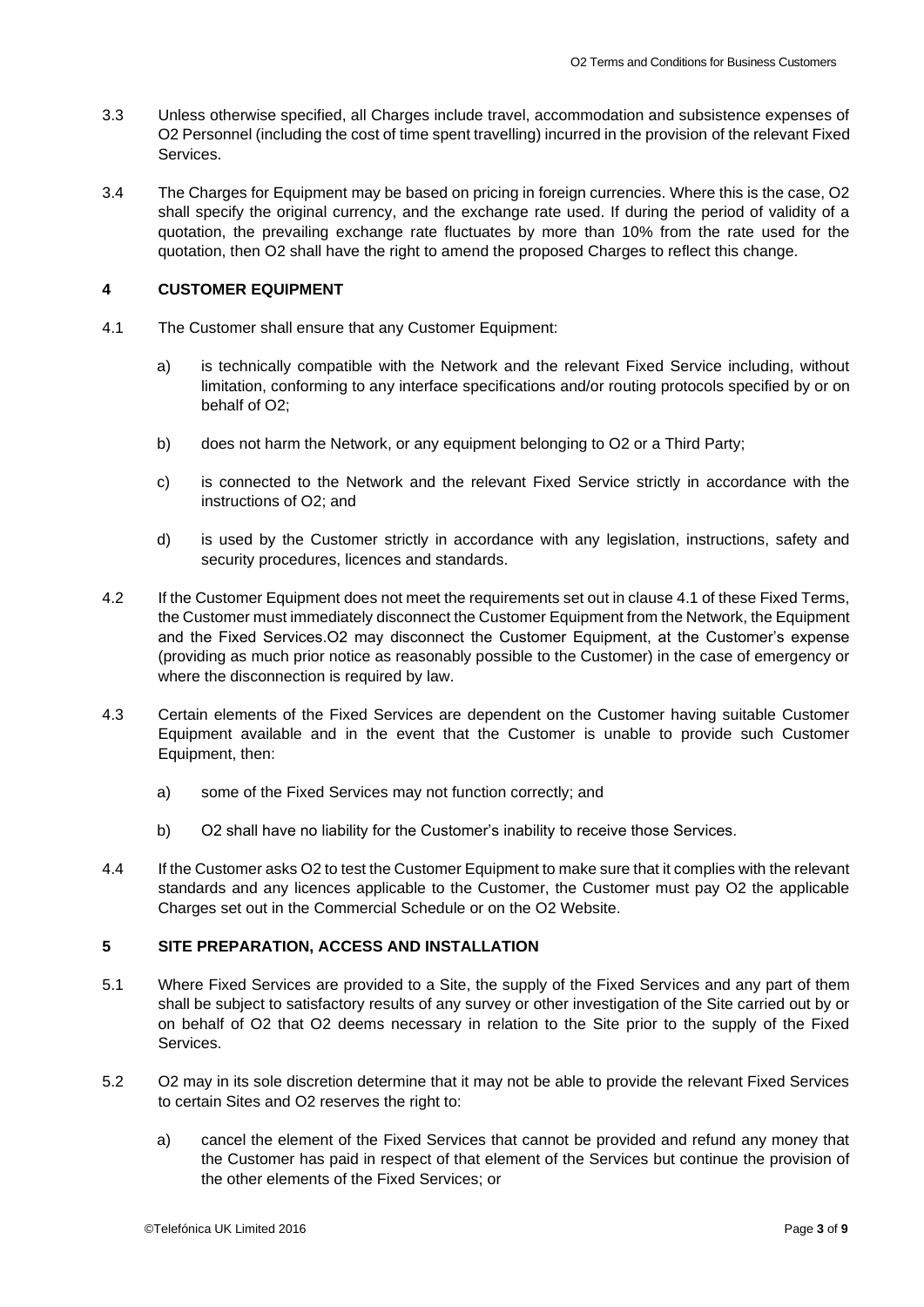3.3 Unless otherwise specified, all Charges include travel, accommodation and subsistence expenses of O2 Personnel (including the cost of time spent travelling) incurred in the provision of the relevant Fixed Services.

3.4 The Charges for Equipment may be based on pricing in foreign currencies. Where this is the case, O2 shall specify the original currency, and the exchange rate used. If during the period of validity of a quotation, the prevailing exchange rate fluctuates by more than 10% from the rate used for the quotation, then O2 shall have the right to amend the proposed Charges to reflect this change.

## 4 CUSTOMER EQUIPMENT

4.1 The Customer shall ensure that any Customer Equipment:

a) is technically compatible with the Network and the relevant Fixed Service including, without limitation, conforming to any interface specifications and/or routing protocols specified by or on behalf of O2;

b) does not harm the Network, or any equipment belonging to O2 or a Third Party;

c) is connected to the Network and the relevant Fixed Service strictly in accordance with the instructions of O2; and

d) is used by the Customer strictly in accordance with any legislation, instructions, safety and security procedures, licences and standards.

4.2 If the Customer Equipment does not meet the requirements set out in clause 4.1 of these Fixed Terms, the Customer must immediately disconnect the Customer Equipment from the Network, the Equipment and the Fixed Services.O2 may disconnect the Customer Equipment, at the Customer's expense (providing as much prior notice as reasonably possible to the Customer) in the case of emergency or where the disconnection is required by law.

4.3 Certain elements of the Fixed Services are dependent on the Customer having suitable Customer Equipment available and in the event that the Customer is unable to provide such Customer Equipment, then:

a) some of the Fixed Services may not function correctly; and

b) O2 shall have no liability for the Customer's inability to receive those Services.

4.4 If the Customer asks O2 to test the Customer Equipment to make sure that it complies with the relevant standards and any licences applicable to the Customer, the Customer must pay O2 the applicable Charges set out in the Commercial Schedule or on the O2 Website.

## 5 SITE PREPARATION, ACCESS AND INSTALLATION

5.1 Where Fixed Services are provided to a Site, the supply of the Fixed Services and any part of them shall be subject to satisfactory results of any survey or other investigation of the Site carried out by or on behalf of O2 that O2 deems necessary in relation to the Site prior to the supply of the Fixed Services.

5.2 O2 may in its sole discretion determine that it may not be able to provide the relevant Fixed Services to certain Sites and O2 reserves the right to:

a) cancel the element of the Fixed Services that cannot be provided and refund any money that the Customer has paid in respect of that element of the Services but continue the provision of the other elements of the Fixed Services; or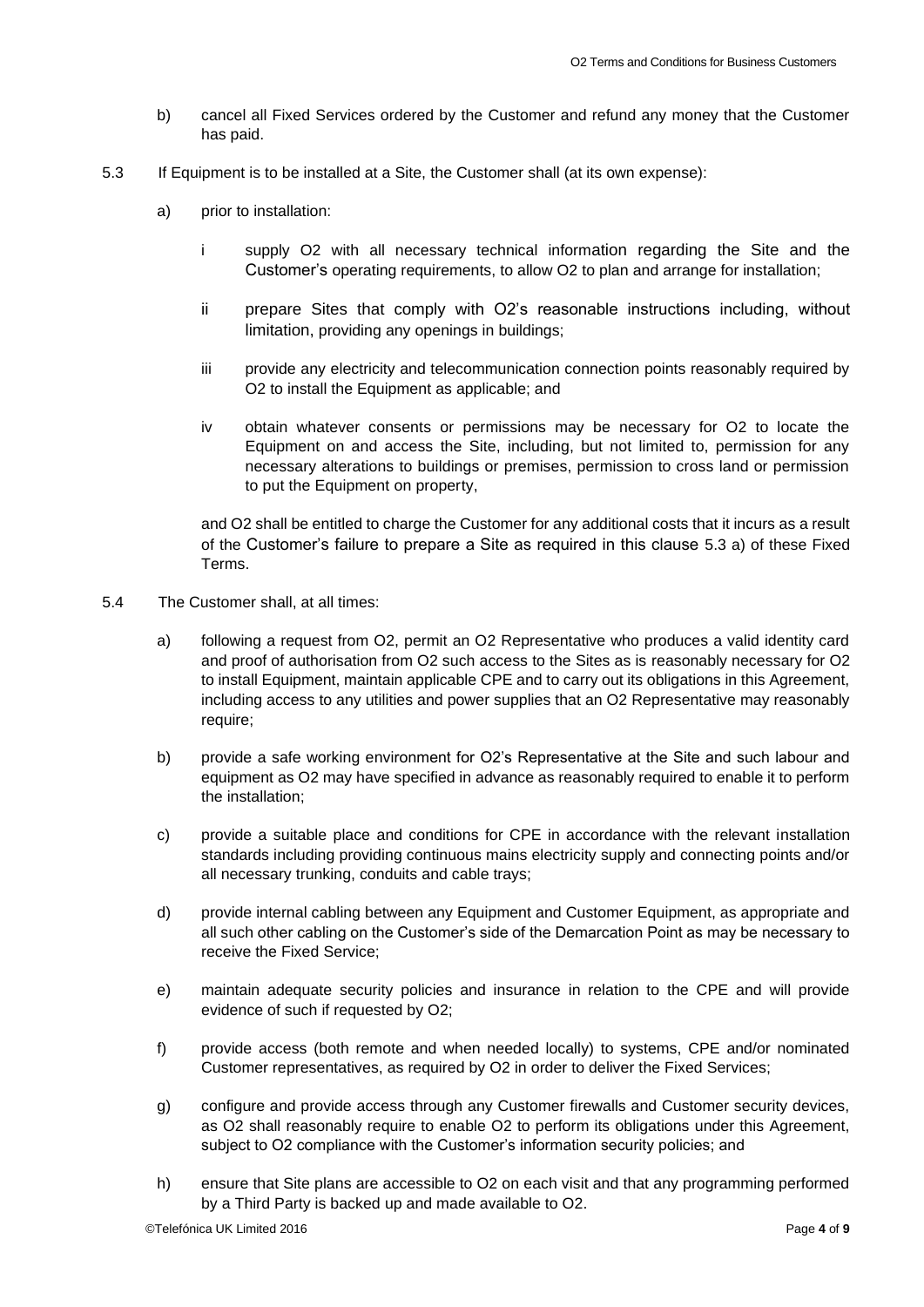b) cancel all Fixed Services ordered by the Customer and refund any money that the Customer has paid.

5.3 If Equipment is to be installed at a Site, the Customer shall (at its own expense):

a) prior to installation:

i supply O2 with all necessary technical information regarding the Site and the Customer's operating requirements, to allow O2 to plan and arrange for installation;

ii prepare Sites that comply with O2's reasonable instructions including, without limitation, providing any openings in buildings;

iii provide any electricity and telecommunication connection points reasonably required by O2 to install the Equipment as applicable; and

iv obtain whatever consents or permissions may be necessary for O2 to locate the Equipment on and access the Site, including, but not limited to, permission for any necessary alterations to buildings or premises, permission to cross land or permission to put the Equipment on property,

and O2 shall be entitled to charge the Customer for any additional costs that it incurs as a result of the Customer's failure to prepare a Site as required in this clause 5.3 a) of these Fixed Terms.

5.4 The Customer shall, at all times:

a) following a request from O2, permit an O2 Representative who produces a valid identity card and proof of authorisation from O2 such access to the Sites as is reasonably necessary for O2 to install Equipment, maintain applicable CPE and to carry out its obligations in this Agreement, including access to any utilities and power supplies that an O2 Representative may reasonably require;

b) provide a safe working environment for O2's Representative at the Site and such labour and equipment as O2 may have specified in advance as reasonably required to enable it to perform the installation;

c) provide a suitable place and conditions for CPE in accordance with the relevant installation standards including providing continuous mains electricity supply and connecting points and/or all necessary trunking, conduits and cable trays;

d) provide internal cabling between any Equipment and Customer Equipment, as appropriate and all such other cabling on the Customer's side of the Demarcation Point as may be necessary to receive the Fixed Service;

e) maintain adequate security policies and insurance in relation to the CPE and will provide evidence of such if requested by O2;

f) provide access (both remote and when needed locally) to systems, CPE and/or nominated Customer representatives, as required by O2 in order to deliver the Fixed Services;

g) configure and provide access through any Customer firewalls and Customer security devices, as O2 shall reasonably require to enable O2 to perform its obligations under this Agreement, subject to O2 compliance with the Customer's information security policies; and

h) ensure that Site plans are accessible to O2 on each visit and that any programming performed by a Third Party is backed up and made available to O2.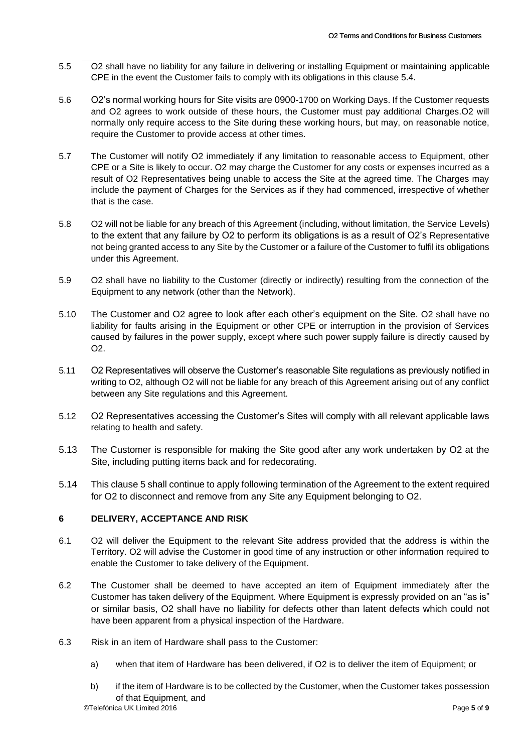5.5 O2 shall have no liability for any failure in delivering or installing Equipment or maintaining applicable CPE in the event the Customer fails to comply with its obligations in this clause 5.4.

5.6 O2's normal working hours for Site visits are 0900-1700 on Working Days. If the Customer requests and O2 agrees to work outside of these hours, the Customer must pay additional Charges.O2 will normally only require access to the Site during these working hours, but may, on reasonable notice, require the Customer to provide access at other times.

5.7 The Customer will notify O2 immediately if any limitation to reasonable access to Equipment, other CPE or a Site is likely to occur. O2 may charge the Customer for any costs or expenses incurred as a result of O2 Representatives being unable to access the Site at the agreed time. The Charges may include the payment of Charges for the Services as if they had commenced, irrespective of whether that is the case.

5.8 O2 will not be liable for any breach of this Agreement (including, without limitation, the Service Levels) to the extent that any failure by O2 to perform its obligations is as a result of O2's Representative not being granted access to any Site by the Customer or a failure of the Customer to fulfil its obligations under this Agreement.

5.9 O2 shall have no liability to the Customer (directly or indirectly) resulting from the connection of the Equipment to any network (other than the Network).

5.10 The Customer and O2 agree to look after each other's equipment on the Site. O2 shall have no liability for faults arising in the Equipment or other CPE or interruption in the provision of Services caused by failures in the power supply, except where such power supply failure is directly caused by O2.

5.11 O2 Representatives will observe the Customer's reasonable Site regulations as previously notified in writing to O2, although O2 will not be liable for any breach of this Agreement arising out of any conflict between any Site regulations and this Agreement.

5.12 O2 Representatives accessing the Customer's Sites will comply with all relevant applicable laws relating to health and safety.

5.13 The Customer is responsible for making the Site good after any work undertaken by O2 at the Site, including putting items back and for redecorating.

5.14 This clause 5 shall continue to apply following termination of the Agreement to the extent required for O2 to disconnect and remove from any Site any Equipment belonging to O2.

## 6 DELIVERY, ACCEPTANCE AND RISK

6.1 O2 will deliver the Equipment to the relevant Site address provided that the address is within the Territory. O2 will advise the Customer in good time of any instruction or other information required to enable the Customer to take delivery of the Equipment.

6.2 The Customer shall be deemed to have accepted an item of Equipment immediately after the Customer has taken delivery of the Equipment. Where Equipment is expressly provided on an "as is" or similar basis, O2 shall have no liability for defects other than latent defects which could not have been apparent from a physical inspection of the Hardware.

6.3 Risk in an item of Hardware shall pass to the Customer:

a) when that item of Hardware has been delivered, if O2 is to deliver the item of Equipment; or

b) if the item of Hardware is to be collected by the Customer, when the Customer takes possession of that Equipment, and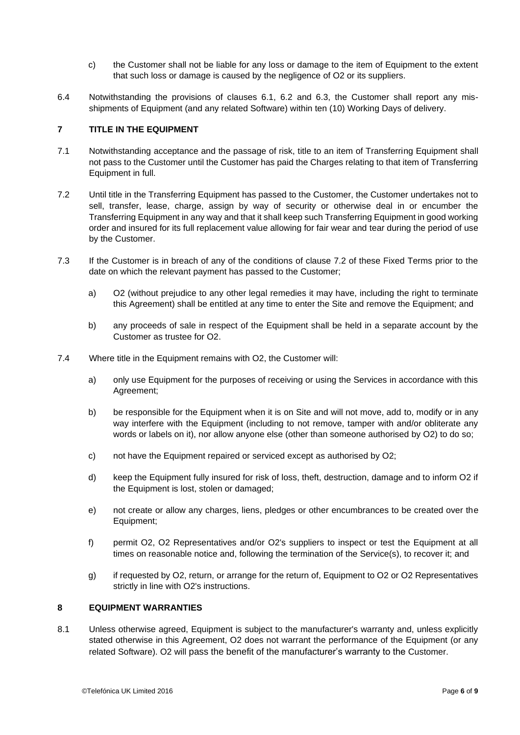c) the Customer shall not be liable for any loss or damage to the item of Equipment to the extent that such loss or damage is caused by the negligence of O2 or its suppliers.

6.4 Notwithstanding the provisions of clauses 6.1, 6.2 and 6.3, the Customer shall report any mis-shipments of Equipment (and any related Software) within ten (10) Working Days of delivery.

## 7 TITLE IN THE EQUIPMENT

7.1 Notwithstanding acceptance and the passage of risk, title to an item of Transferring Equipment shall not pass to the Customer until the Customer has paid the Charges relating to that item of Transferring Equipment in full.

7.2 Until title in the Transferring Equipment has passed to the Customer, the Customer undertakes not to sell, transfer, lease, charge, assign by way of security or otherwise deal in or encumber the Transferring Equipment in any way and that it shall keep such Transferring Equipment in good working order and insured for its full replacement value allowing for fair wear and tear during the period of use by the Customer.

7.3 If the Customer is in breach of any of the conditions of clause 7.2 of these Fixed Terms prior to the date on which the relevant payment has passed to the Customer;

a) O2 (without prejudice to any other legal remedies it may have, including the right to terminate this Agreement) shall be entitled at any time to enter the Site and remove the Equipment; and

b) any proceeds of sale in respect of the Equipment shall be held in a separate account by the Customer as trustee for O2.

7.4 Where title in the Equipment remains with O2, the Customer will:

a) only use Equipment for the purposes of receiving or using the Services in accordance with this Agreement;

b) be responsible for the Equipment when it is on Site and will not move, add to, modify or in any way interfere with the Equipment (including to not remove, tamper with and/or obliterate any words or labels on it), nor allow anyone else (other than someone authorised by O2) to do so;

c) not have the Equipment repaired or serviced except as authorised by O2;

d) keep the Equipment fully insured for risk of loss, theft, destruction, damage and to inform O2 if the Equipment is lost, stolen or damaged;

e) not create or allow any charges, liens, pledges or other encumbrances to be created over the Equipment;

f) permit O2, O2 Representatives and/or O2's suppliers to inspect or test the Equipment at all times on reasonable notice and, following the termination of the Service(s), to recover it; and

g) if requested by O2, return, or arrange for the return of, Equipment to O2 or O2 Representatives strictly in line with O2's instructions.

## 8 EQUIPMENT WARRANTIES

8.1 Unless otherwise agreed, Equipment is subject to the manufacturer's warranty and, unless explicitly stated otherwise in this Agreement, O2 does not warrant the performance of the Equipment (or any related Software). O2 will pass the benefit of the manufacturer's warranty to the Customer.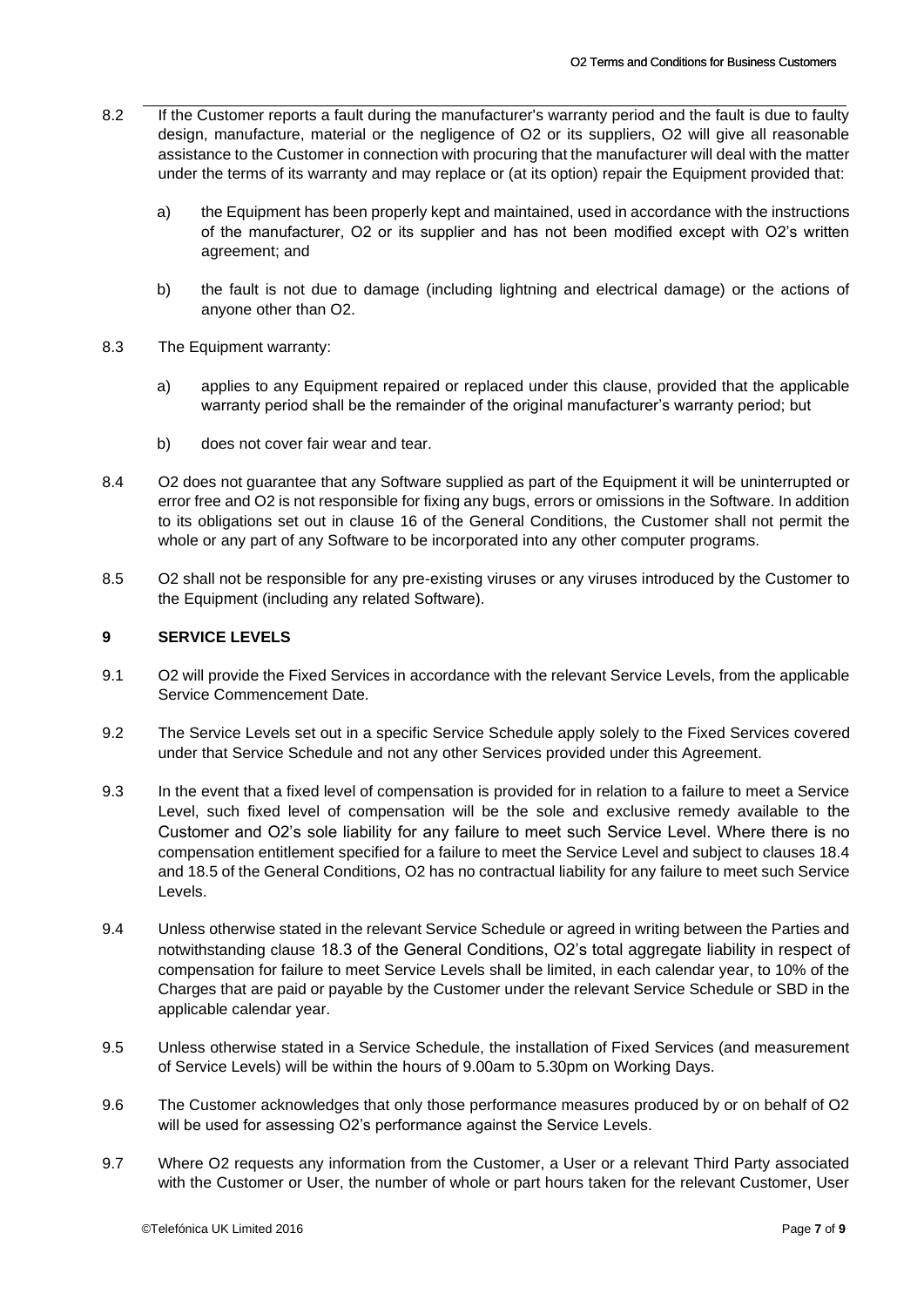8.2 If the Customer reports a fault during the manufacturer's warranty period and the fault is due to faulty design, manufacture, material or the negligence of O2 or its suppliers, O2 will give all reasonable assistance to the Customer in connection with procuring that the manufacturer will deal with the matter under the terms of its warranty and may replace or (at its option) repair the Equipment provided that:

a) the Equipment has been properly kept and maintained, used in accordance with the instructions of the manufacturer, O2 or its supplier and has not been modified except with O2's written agreement; and

b) the fault is not due to damage (including lightning and electrical damage) or the actions of anyone other than O2.

8.3 The Equipment warranty:

a) applies to any Equipment repaired or replaced under this clause, provided that the applicable warranty period shall be the remainder of the original manufacturer's warranty period; but

b) does not cover fair wear and tear.

8.4 O2 does not guarantee that any Software supplied as part of the Equipment it will be uninterrupted or error free and O2 is not responsible for fixing any bugs, errors or omissions in the Software. In addition to its obligations set out in clause 16 of the General Conditions, the Customer shall not permit the whole or any part of any Software to be incorporated into any other computer programs.

8.5 O2 shall not be responsible for any pre-existing viruses or any viruses introduced by the Customer to the Equipment (including any related Software).

## 9 SERVICE LEVELS

9.1 O2 will provide the Fixed Services in accordance with the relevant Service Levels, from the applicable Service Commencement Date.

9.2 The Service Levels set out in a specific Service Schedule apply solely to the Fixed Services covered under that Service Schedule and not any other Services provided under this Agreement.

9.3 In the event that a fixed level of compensation is provided for in relation to a failure to meet a Service Level, such fixed level of compensation will be the sole and exclusive remedy available to the Customer and O2's sole liability for any failure to meet such Service Level. Where there is no compensation entitlement specified for a failure to meet the Service Level and subject to clauses 18.4 and 18.5 of the General Conditions, O2 has no contractual liability for any failure to meet such Service Levels.

9.4 Unless otherwise stated in the relevant Service Schedule or agreed in writing between the Parties and notwithstanding clause 18.3 of the General Conditions, O2's total aggregate liability in respect of compensation for failure to meet Service Levels shall be limited, in each calendar year, to 10% of the Charges that are paid or payable by the Customer under the relevant Service Schedule or SBD in the applicable calendar year.

9.5 Unless otherwise stated in a Service Schedule, the installation of Fixed Services (and measurement of Service Levels) will be within the hours of 9.00am to 5.30pm on Working Days.

9.6 The Customer acknowledges that only those performance measures produced by or on behalf of O2 will be used for assessing O2's performance against the Service Levels.

9.7 Where O2 requests any information from the Customer, a User or a relevant Third Party associated with the Customer or User, the number of whole or part hours taken for the relevant Customer, User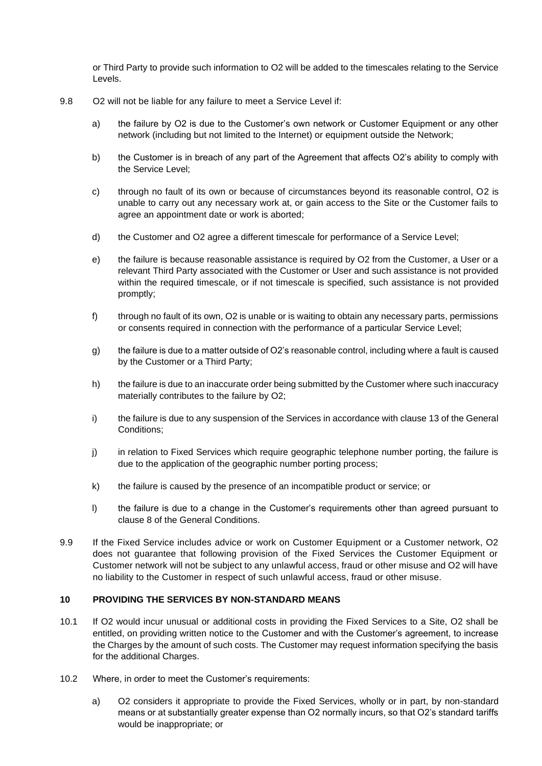or Third Party to provide such information to O2 will be added to the timescales relating to the Service Levels.

9.8 O2 will not be liable for any failure to meet a Service Level if:

a) the failure by O2 is due to the Customer's own network or Customer Equipment or any other network (including but not limited to the Internet) or equipment outside the Network;

b) the Customer is in breach of any part of the Agreement that affects O2's ability to comply with the Service Level;

c) through no fault of its own or because of circumstances beyond its reasonable control, O2 is unable to carry out any necessary work at, or gain access to the Site or the Customer fails to agree an appointment date or work is aborted;

d) the Customer and O2 agree a different timescale for performance of a Service Level;

e) the failure is because reasonable assistance is required by O2 from the Customer, a User or a relevant Third Party associated with the Customer or User and such assistance is not provided within the required timescale, or if not timescale is specified, such assistance is not provided promptly;

f) through no fault of its own, O2 is unable or is waiting to obtain any necessary parts, permissions or consents required in connection with the performance of a particular Service Level;

g) the failure is due to a matter outside of O2's reasonable control, including where a fault is caused by the Customer or a Third Party;

h) the failure is due to an inaccurate order being submitted by the Customer where such inaccuracy materially contributes to the failure by O2;

i) the failure is due to any suspension of the Services in accordance with clause 13 of the General Conditions;

j) in relation to Fixed Services which require geographic telephone number porting, the failure is due to the application of the geographic number porting process;

k) the failure is caused by the presence of an incompatible product or service; or

l) the failure is due to a change in the Customer's requirements other than agreed pursuant to clause 8 of the General Conditions.

9.9 If the Fixed Service includes advice or work on Customer Equipment or a Customer network, O2 does not guarantee that following provision of the Fixed Services the Customer Equipment or Customer network will not be subject to any unlawful access, fraud or other misuse and O2 will have no liability to the Customer in respect of such unlawful access, fraud or other misuse.

## 10 PROVIDING THE SERVICES BY NON-STANDARD MEANS

10.1 If O2 would incur unusual or additional costs in providing the Fixed Services to a Site, O2 shall be entitled, on providing written notice to the Customer and with the Customer's agreement, to increase the Charges by the amount of such costs. The Customer may request information specifying the basis for the additional Charges.

10.2 Where, in order to meet the Customer's requirements:

a) O2 considers it appropriate to provide the Fixed Services, wholly or in part, by non-standard means or at substantially greater expense than O2 normally incurs, so that O2's standard tariffs would be inappropriate; or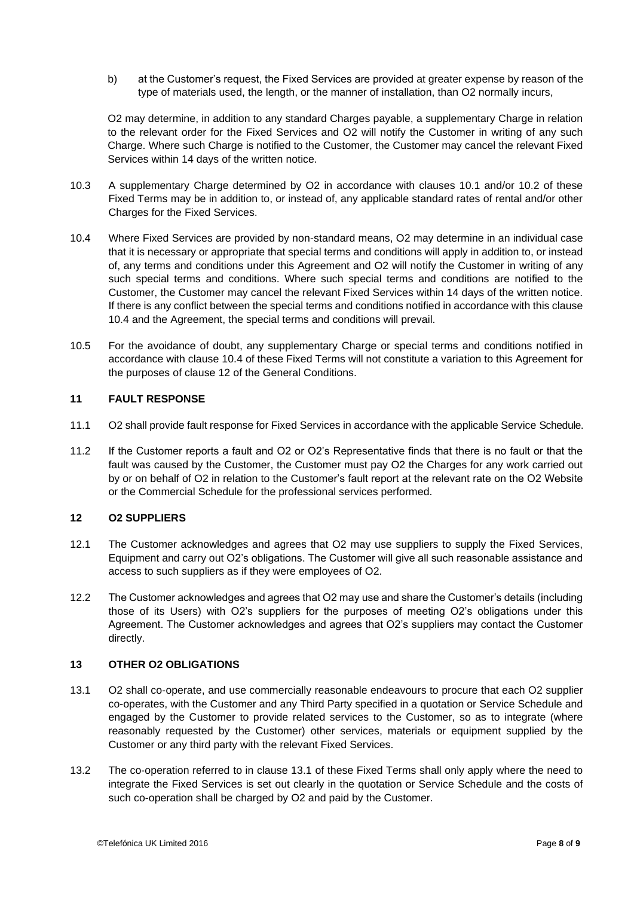b) at the Customer's request, the Fixed Services are provided at greater expense by reason of the type of materials used, the length, or the manner of installation, than O2 normally incurs,

O2 may determine, in addition to any standard Charges payable, a supplementary Charge in relation to the relevant order for the Fixed Services and O2 will notify the Customer in writing of any such Charge. Where such Charge is notified to the Customer, the Customer may cancel the relevant Fixed Services within 14 days of the written notice.

10.3 A supplementary Charge determined by O2 in accordance with clauses 10.1 and/or 10.2 of these Fixed Terms may be in addition to, or instead of, any applicable standard rates of rental and/or other Charges for the Fixed Services.

10.4 Where Fixed Services are provided by non-standard means, O2 may determine in an individual case that it is necessary or appropriate that special terms and conditions will apply in addition to, or instead of, any terms and conditions under this Agreement and O2 will notify the Customer in writing of any such special terms and conditions. Where such special terms and conditions are notified to the Customer, the Customer may cancel the relevant Fixed Services within 14 days of the written notice. If there is any conflict between the special terms and conditions notified in accordance with this clause 10.4 and the Agreement, the special terms and conditions will prevail.

10.5 For the avoidance of doubt, any supplementary Charge or special terms and conditions notified in accordance with clause 10.4 of these Fixed Terms will not constitute a variation to this Agreement for the purposes of clause 12 of the General Conditions.

## 11 FAULT RESPONSE

11.1 O2 shall provide fault response for Fixed Services in accordance with the applicable Service Schedule.

11.2 If the Customer reports a fault and O2 or O2's Representative finds that there is no fault or that the fault was caused by the Customer, the Customer must pay O2 the Charges for any work carried out by or on behalf of O2 in relation to the Customer's fault report at the relevant rate on the O2 Website or the Commercial Schedule for the professional services performed.

## 12 O2 SUPPLIERS

12.1 The Customer acknowledges and agrees that O2 may use suppliers to supply the Fixed Services, Equipment and carry out O2's obligations. The Customer will give all such reasonable assistance and access to such suppliers as if they were employees of O2.

12.2 The Customer acknowledges and agrees that O2 may use and share the Customer's details (including those of its Users) with O2's suppliers for the purposes of meeting O2's obligations under this Agreement. The Customer acknowledges and agrees that O2's suppliers may contact the Customer directly.

## 13 OTHER O2 OBLIGATIONS

13.1 O2 shall co-operate, and use commercially reasonable endeavours to procure that each O2 supplier co-operates, with the Customer and any Third Party specified in a quotation or Service Schedule and engaged by the Customer to provide related services to the Customer, so as to integrate (where reasonably requested by the Customer) other services, materials or equipment supplied by the Customer or any third party with the relevant Fixed Services.

13.2 The co-operation referred to in clause 13.1 of these Fixed Terms shall only apply where the need to integrate the Fixed Services is set out clearly in the quotation or Service Schedule and the costs of such co-operation shall be charged by O2 and paid by the Customer.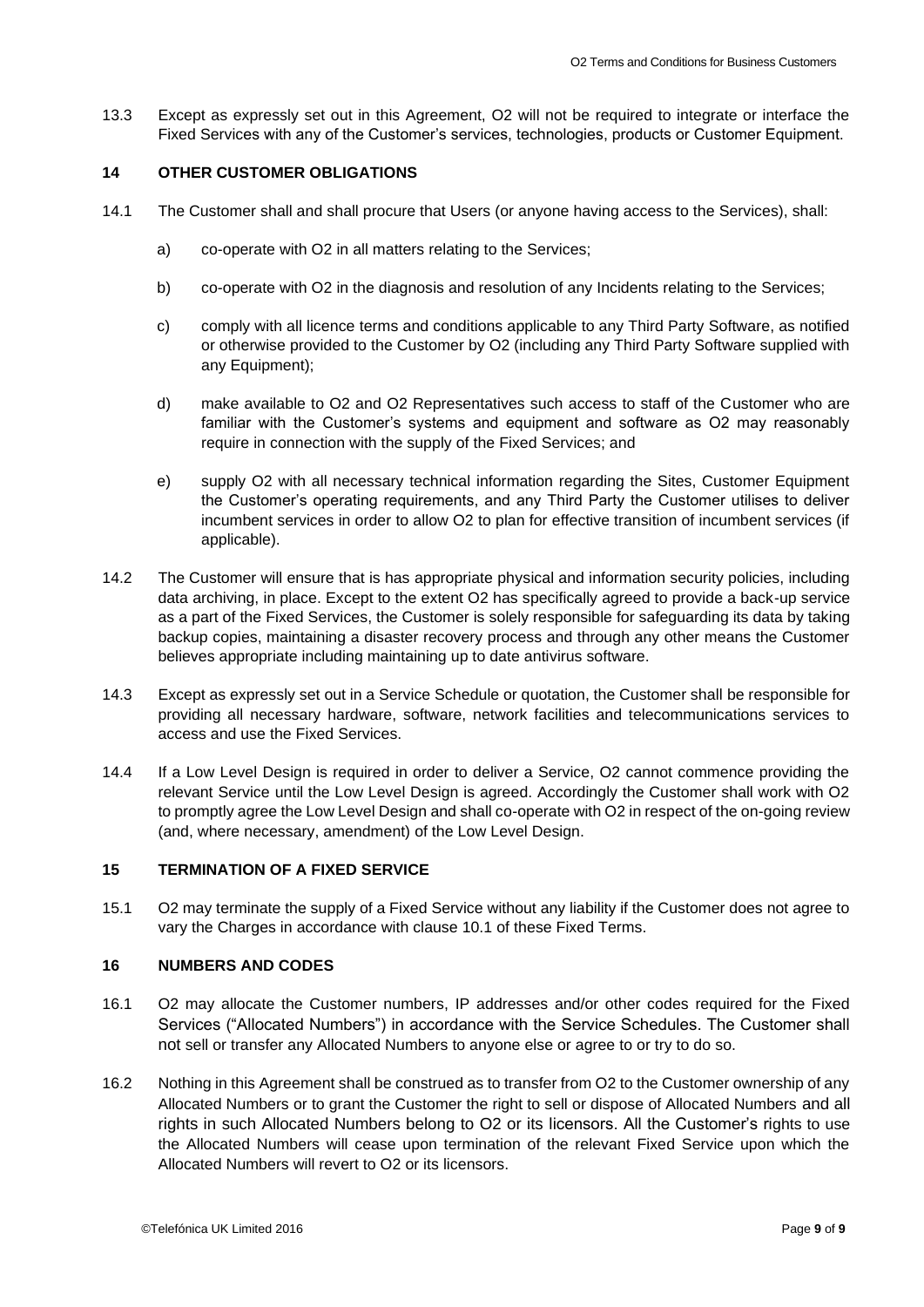13.3 Except as expressly set out in this Agreement, O2 will not be required to integrate or interface the Fixed Services with any of the Customer's services, technologies, products or Customer Equipment.

## 14 OTHER CUSTOMER OBLIGATIONS

14.1 The Customer shall and shall procure that Users (or anyone having access to the Services), shall:

a) co-operate with O2 in all matters relating to the Services;

b) co-operate with O2 in the diagnosis and resolution of any Incidents relating to the Services;

c) comply with all licence terms and conditions applicable to any Third Party Software, as notified or otherwise provided to the Customer by O2 (including any Third Party Software supplied with any Equipment);

d) make available to O2 and O2 Representatives such access to staff of the Customer who are familiar with the Customer's systems and equipment and software as O2 may reasonably require in connection with the supply of the Fixed Services; and

e) supply O2 with all necessary technical information regarding the Sites, Customer Equipment the Customer's operating requirements, and any Third Party the Customer utilises to deliver incumbent services in order to allow O2 to plan for effective transition of incumbent services (if applicable).

14.2 The Customer will ensure that is has appropriate physical and information security policies, including data archiving, in place. Except to the extent O2 has specifically agreed to provide a back-up service as a part of the Fixed Services, the Customer is solely responsible for safeguarding its data by taking backup copies, maintaining a disaster recovery process and through any other means the Customer believes appropriate including maintaining up to date antivirus software.

14.3 Except as expressly set out in a Service Schedule or quotation, the Customer shall be responsible for providing all necessary hardware, software, network facilities and telecommunications services to access and use the Fixed Services.

14.4 If a Low Level Design is required in order to deliver a Service, O2 cannot commence providing the relevant Service until the Low Level Design is agreed. Accordingly the Customer shall work with O2 to promptly agree the Low Level Design and shall co-operate with O2 in respect of the on-going review (and, where necessary, amendment) of the Low Level Design.

## 15 TERMINATION OF A FIXED SERVICE

15.1 O2 may terminate the supply of a Fixed Service without any liability if the Customer does not agree to vary the Charges in accordance with clause 10.1 of these Fixed Terms.

## 16 NUMBERS AND CODES

16.1 O2 may allocate the Customer numbers, IP addresses and/or other codes required for the Fixed Services ("Allocated Numbers") in accordance with the Service Schedules. The Customer shall not sell or transfer any Allocated Numbers to anyone else or agree to or try to do so.

16.2 Nothing in this Agreement shall be construed as to transfer from O2 to the Customer ownership of any Allocated Numbers or to grant the Customer the right to sell or dispose of Allocated Numbers and all rights in such Allocated Numbers belong to O2 or its licensors. All the Customer's rights to use the Allocated Numbers will cease upon termination of the relevant Fixed Service upon which the Allocated Numbers will revert to O2 or its licensors.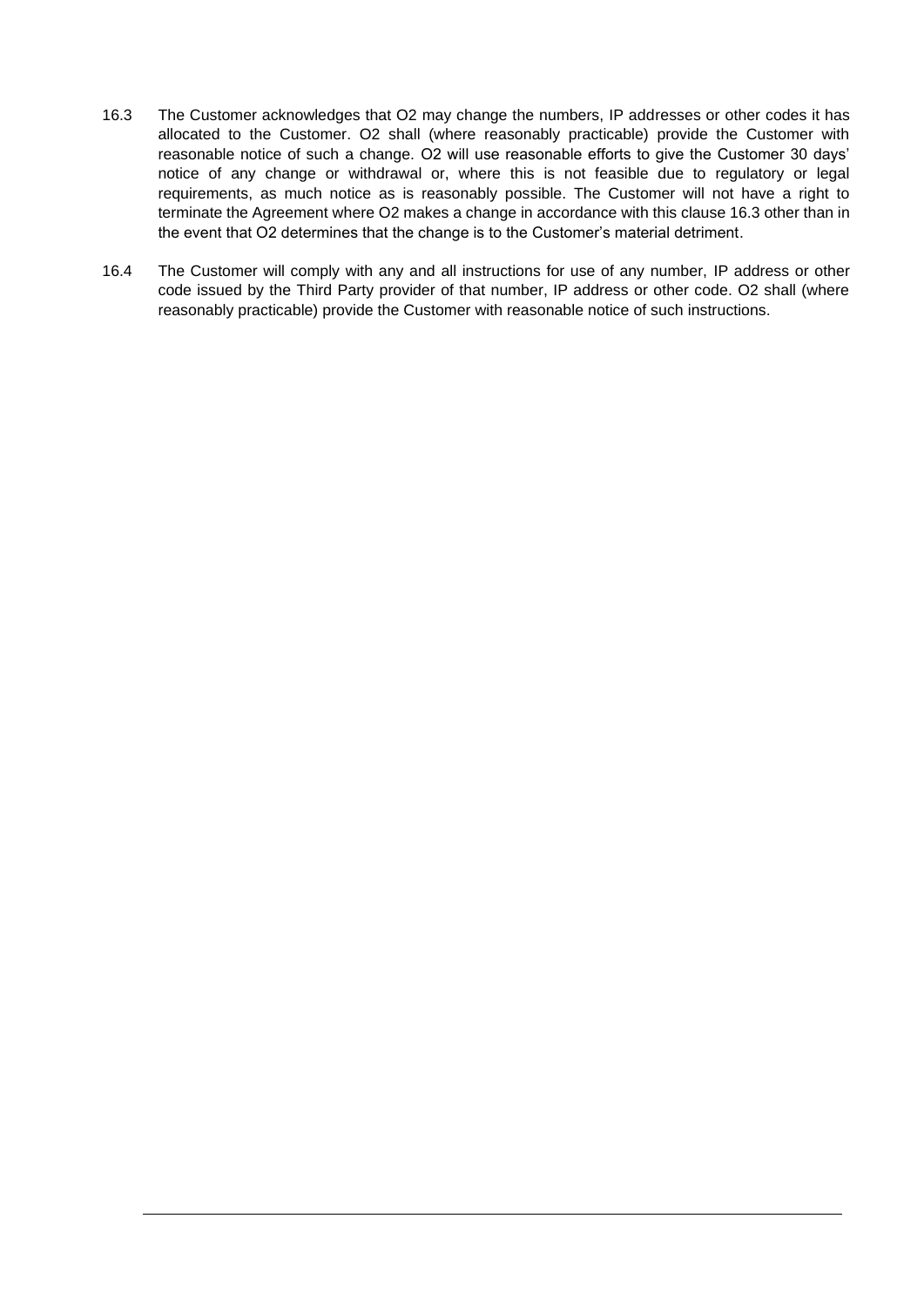16.3 The Customer acknowledges that O2 may change the numbers, IP addresses or other codes it has allocated to the Customer. O2 shall (where reasonably practicable) provide the Customer with reasonable notice of such a change. O2 will use reasonable efforts to give the Customer 30 days' notice of any change or withdrawal or, where this is not feasible due to regulatory or legal requirements, as much notice as is reasonably possible. The Customer will not have a right to terminate the Agreement where O2 makes a change in accordance with this clause 16.3 other than in the event that O2 determines that the change is to the Customer's material detriment.

16.4 The Customer will comply with any and all instructions for use of any number, IP address or other code issued by the Third Party provider of that number, IP address or other code. O2 shall (where reasonably practicable) provide the Customer with reasonable notice of such instructions.